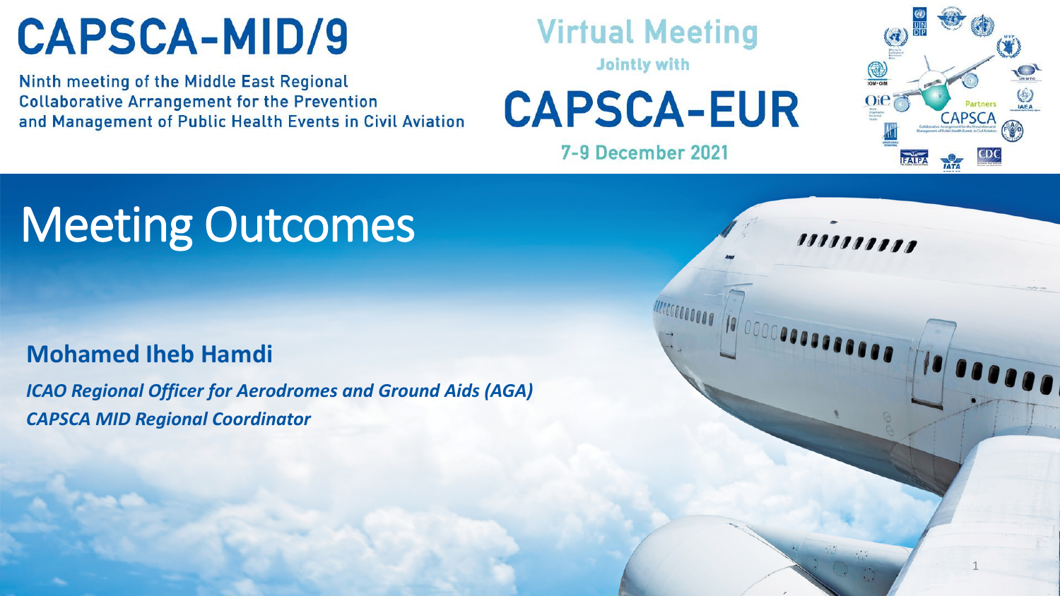# CAPSCA-MID/9

Ninth meeting of the Middle East Regional Collaborative Arrangement for the Prevention and Management of Public Health Events in Civil Aviation

**Virtual Meeting**

Jointly with

**CAPSCA-EUR**

7-9 December 2021

# Meeting Outcomes

**Mohamed Iheb Hamdi**

***ICAO Regional Officer for Aerodromes and Ground Aids (AGA)***

***CAPSCA MID Regional Coordinator***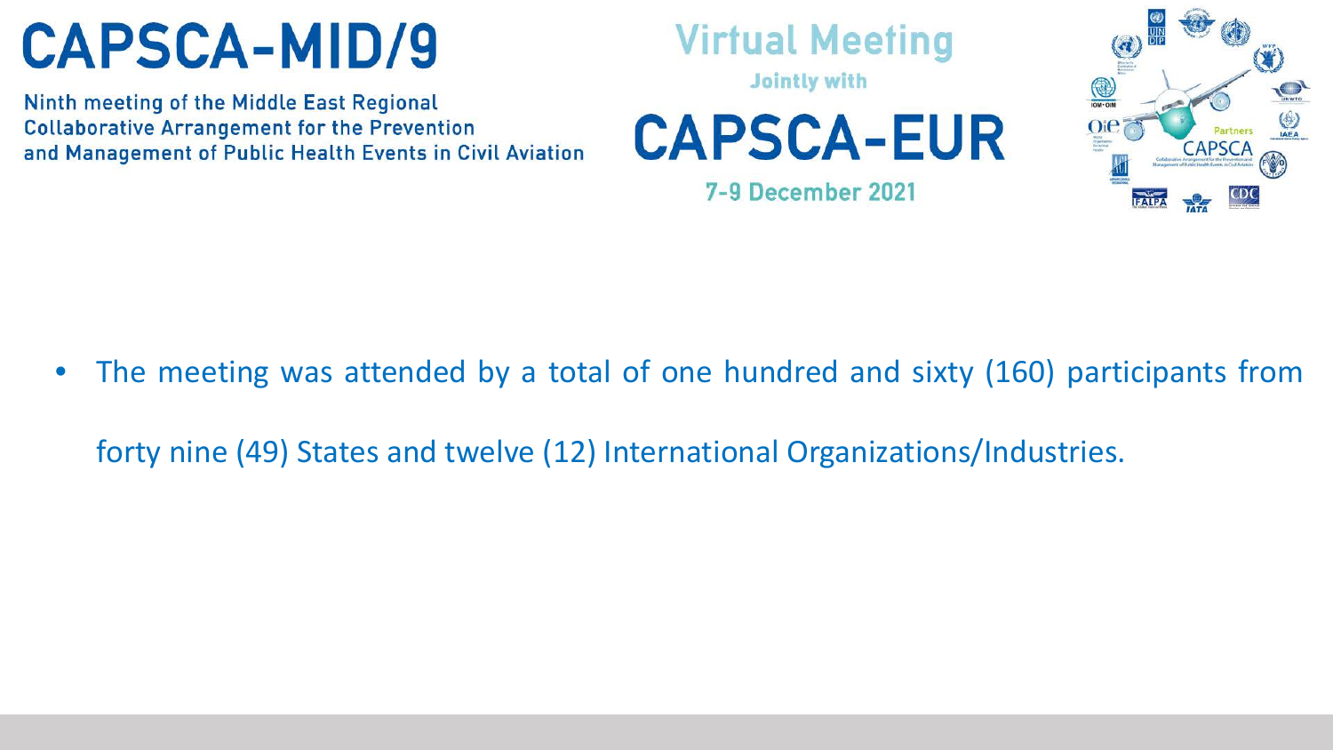# CAPSCA-MID/9

Ninth meeting of the Middle East Regional Collaborative Arrangement for the Prevention and Management of Public Health Events in Civil Aviation

Virtual Meeting

Jointly with

# CAPSCA-EUR

7-9 December 2021

- The meeting was attended by a total of one hundred and sixty (160) participants from forty nine (49) States and twelve (12) International Organizations/Industries.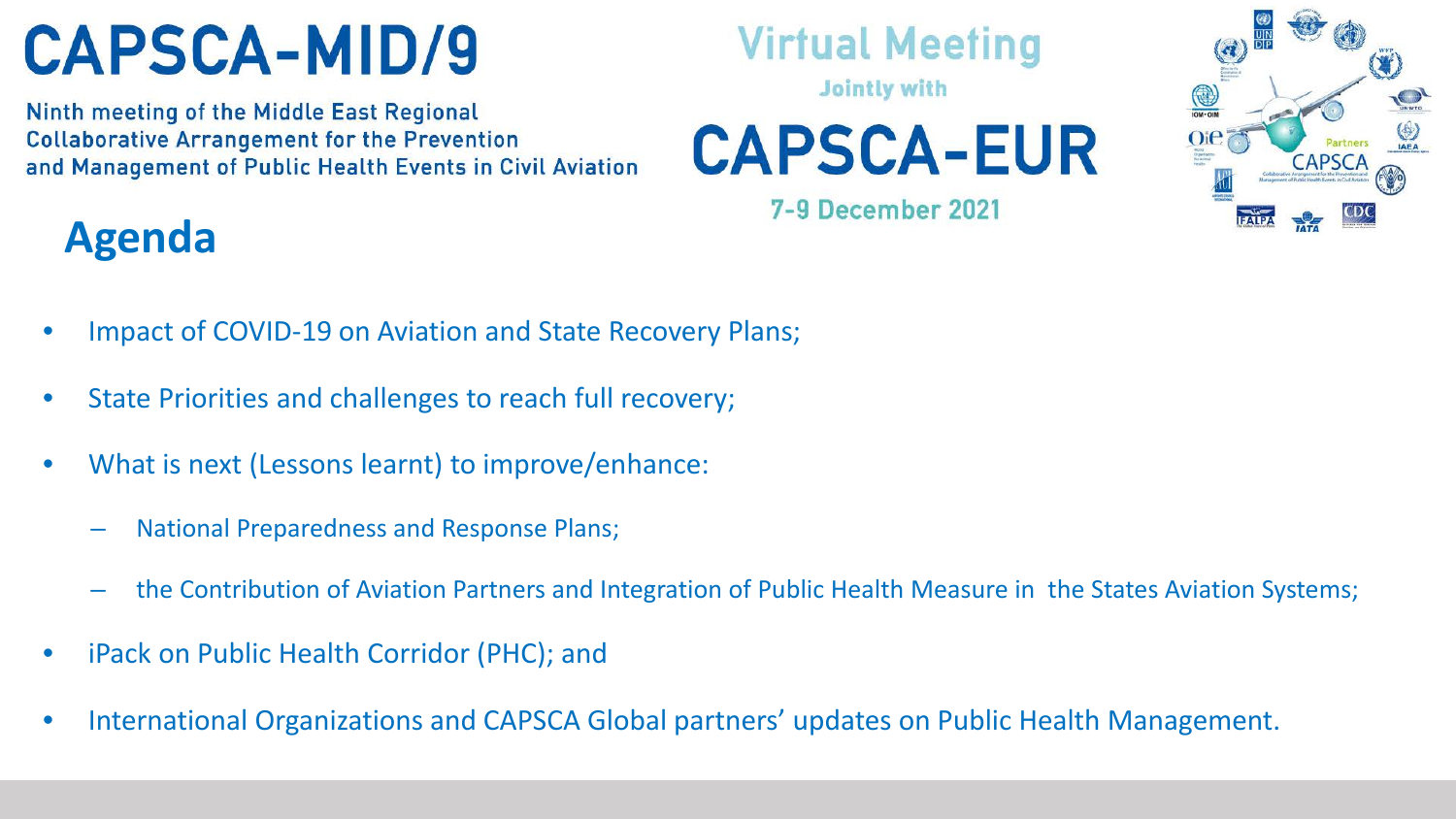# CAPSCA-MID/9

Ninth meeting of the Middle East Regional Collaborative Arrangement for the Prevention and Management of Public Health Events in Civil Aviation

Virtual Meeting

Jointly with

# CAPSCA-EUR

7-9 December 2021

## Agenda

- Impact of COVID-19 on Aviation and State Recovery Plans;
- State Priorities and challenges to reach full recovery;
- What is next (Lessons learnt) to improve/enhance:
  - National Preparedness and Response Plans;
  - the Contribution of Aviation Partners and Integration of Public Health Measure in the States Aviation Systems;
- iPack on Public Health Corridor (PHC); and
- International Organizations and CAPSCA Global partners' updates on Public Health Management.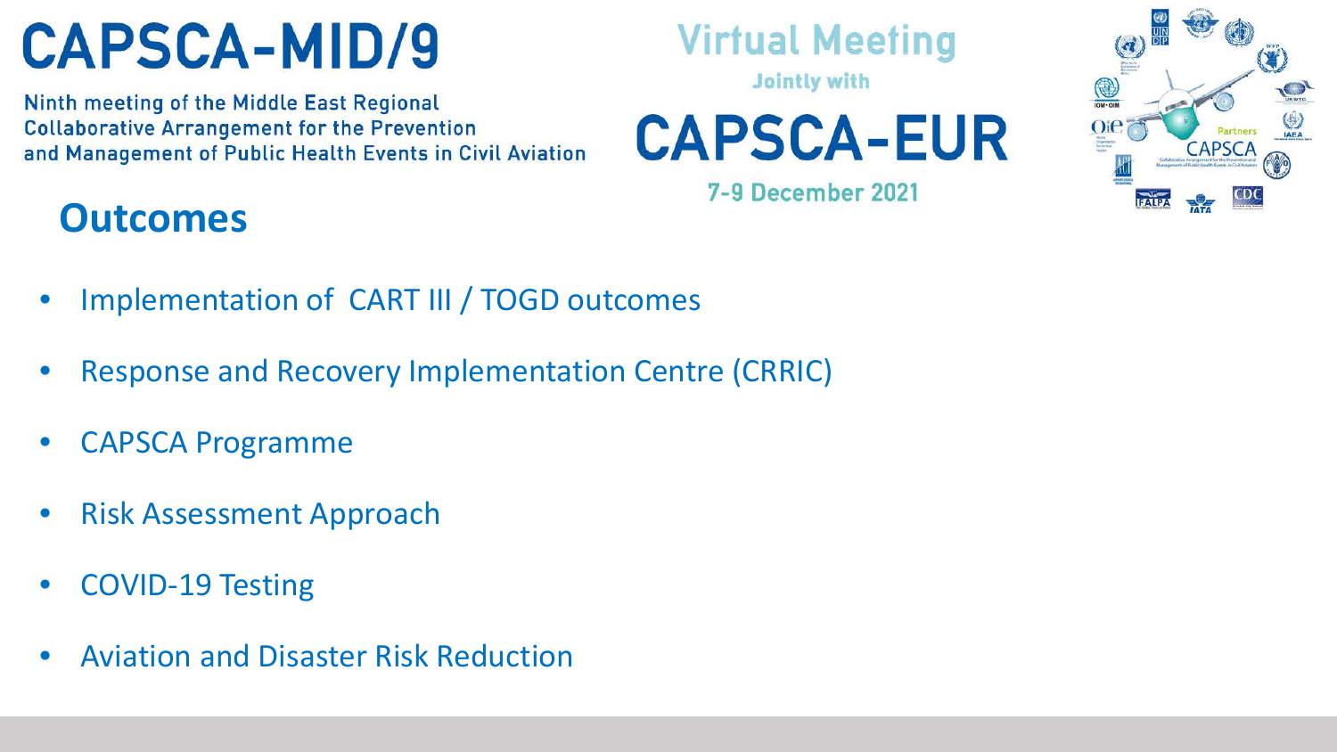# CAPSCA-MID/9

Ninth meeting of the Middle East Regional Collaborative Arrangement for the Prevention and Management of Public Health Events in Civil Aviation

Virtual Meeting

Jointly with

# CAPSCA-EUR

7-9 December 2021

## Outcomes

- Implementation of CART III / TOGD outcomes
- Response and Recovery Implementation Centre (CRRIC)
- CAPSCA Programme
- Risk Assessment Approach
- COVID-19 Testing
- Aviation and Disaster Risk Reduction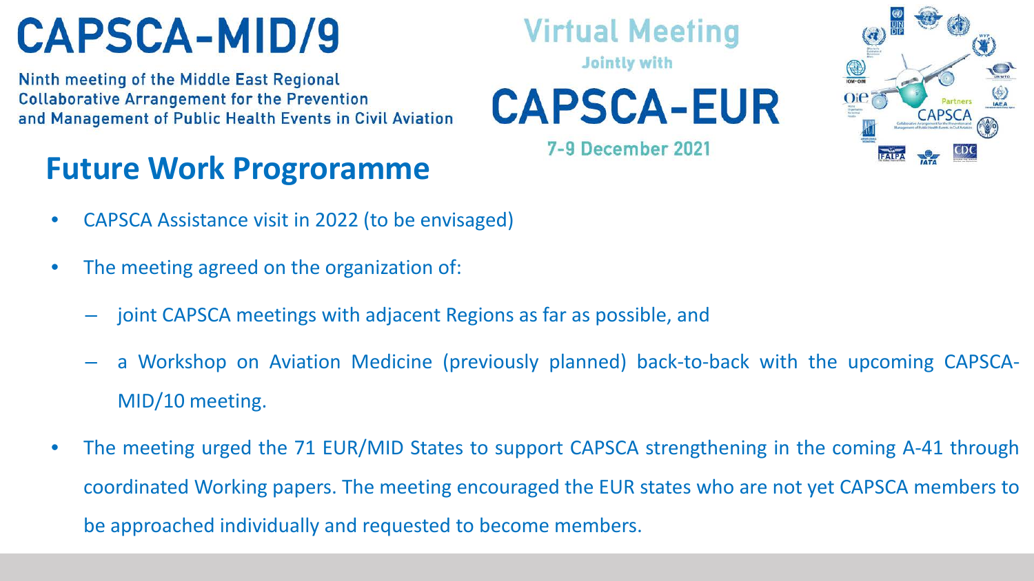# CAPSCA-MID/9

Ninth meeting of the Middle East Regional Collaborative Arrangement for the Prevention and Management of Public Health Events in Civil Aviation

Virtual Meeting

Jointly with

# CAPSCA-EUR

7-9 December 2021

## Future Work Progroramme

- CAPSCA Assistance visit in 2022 (to be envisaged)
- The meeting agreed on the organization of:
  - joint CAPSCA meetings with adjacent Regions as far as possible, and
  - a Workshop on Aviation Medicine (previously planned) back-to-back with the upcoming CAPSCA-MID/10 meeting.
- The meeting urged the 71 EUR/MID States to support CAPSCA strengthening in the coming A-41 through coordinated Working papers. The meeting encouraged the EUR states who are not yet CAPSCA members to be approached individually and requested to become members.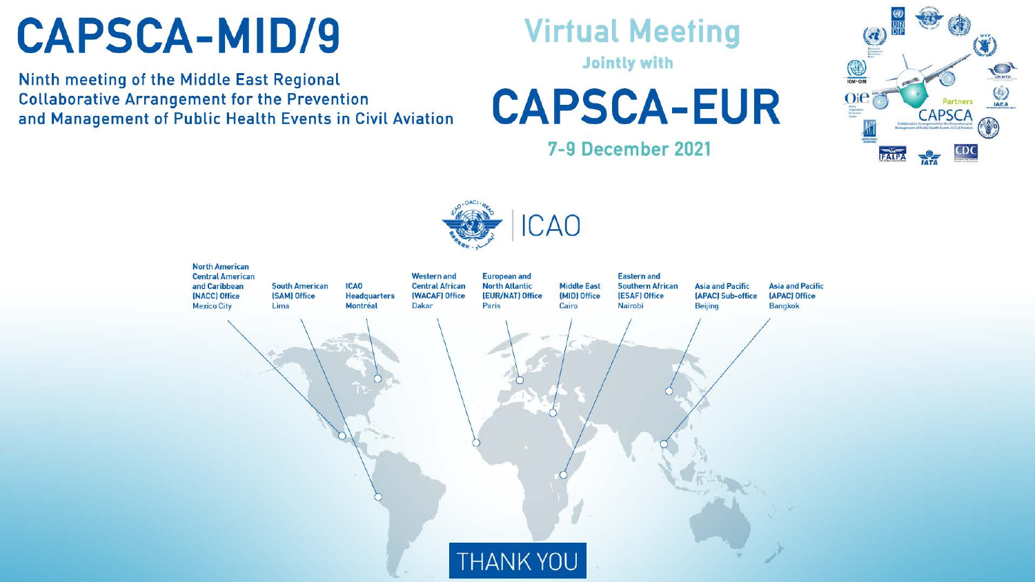# CAPSCA-MID/9

Ninth meeting of the Middle East Regional Collaborative Arrangement for the Prevention and Management of Public Health Events in Civil Aviation

Virtual Meeting

Jointly with

# CAPSCA-EUR

7-9 December 2021

ICAO

North American Central American and Caribbean (NACC) Office
Mexico City

South American (SAM) Office
Lima

ICAO Headquarters
Montréal

Western and Central African (WACAF) Office
Dakar

European and North Atlantic (EUR/NAT) Office
Paris

Middle East (MID) Office
Cairo

Eastern and Southern African (ESAF) Office
Nairobi

Asia and Pacific (APAC) Sub-office
Beijing

Asia and Pacific (APAC) Office
Bangkok

THANK YOU